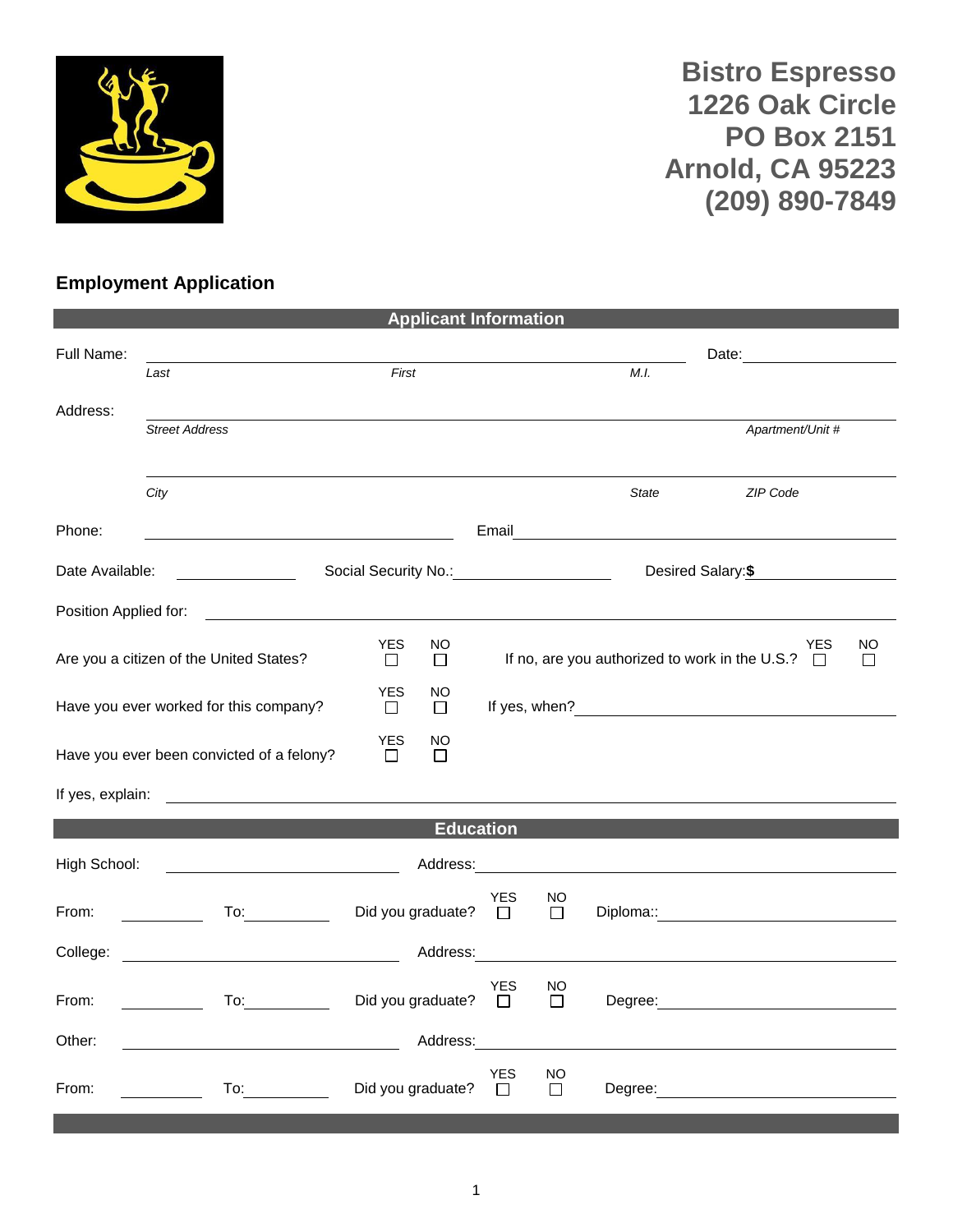**Bistro Espresso**
**1226 Oak Circle**
**PO Box 2151**
**Arnold, CA 95223**
**(209) 890-7849**

## Employment Application

### Applicant Information

Full Name: ______________________________ Date: ____________

*Last* *First* *M.I.*

Address: ______________________________

*Street Address* *Apartment/Unit #*

______________________________

*City* *State* *ZIP Code*

Phone: ______________ Email ______________

Date Available: ________ Social Security No.: ____________ Desired Salary:**$** ________

Position Applied for: ______________________________

Are you a citizen of the United States? YES ☐ NO ☐ If no, are you authorized to work in the U.S.? YES ☐ NO ☐

Have you ever worked for this company? YES ☐ NO ☐ If yes, when? ______________

Have you ever been convicted of a felony? YES ☐ NO ☐

If yes, explain: ______________________________

### Education

High School: ______________ Address: ______________

From: ________ To: ________ Did you graduate? YES ☐ NO ☐ Diploma:: ______________

College: ______________ Address: ______________

From: ________ To: ________ Did you graduate? YES ☐ NO ☐ Degree: ______________

Other: ______________ Address: ______________

From: ________ To: ________ Did you graduate? YES ☐ NO ☐ Degree: ______________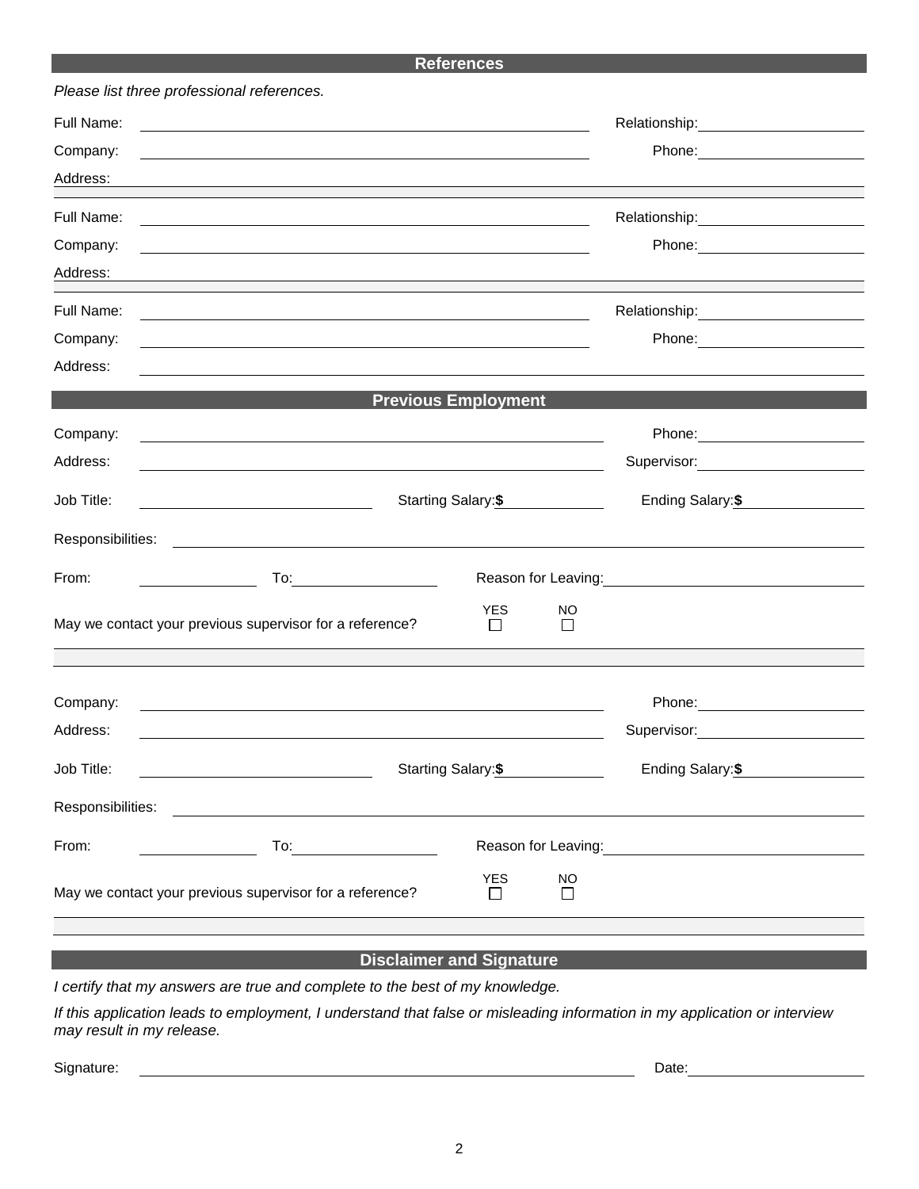## References

*Please list three professional references.*

Full Name: ____________________ Relationship: ____________________

Company: ____________________ Phone: ____________________

Address: ____________________

Full Name: ____________________ Relationship: ____________________

Company: ____________________ Phone: ____________________

Address: ____________________

Full Name: ____________________ Relationship: ____________________

Company: ____________________ Phone: ____________________

Address: ____________________

## Previous Employment

Company: ____________________ Phone: ____________________

Address: ____________________ Supervisor: ____________________

Job Title: ____________________ Starting Salary: **$** ____________ Ending Salary: **$** ____________

Responsibilities: ____________________

From: ____________ To: ____________ Reason for Leaving: ____________________

May we contact your previous supervisor for a reference? YES ☐ NO ☐

Company: ____________________ Phone: ____________________

Address: ____________________ Supervisor: ____________________

Job Title: ____________________ Starting Salary: **$** ____________ Ending Salary: **$** ____________

Responsibilities: ____________________

From: ____________ To: ____________ Reason for Leaving: ____________________

May we contact your previous supervisor for a reference? YES ☐ NO ☐

## Disclaimer and Signature

*I certify that my answers are true and complete to the best of my knowledge.*

*If this application leads to employment, I understand that false or misleading information in my application or interview may result in my release.*

Signature: ____________________ Date: ____________________